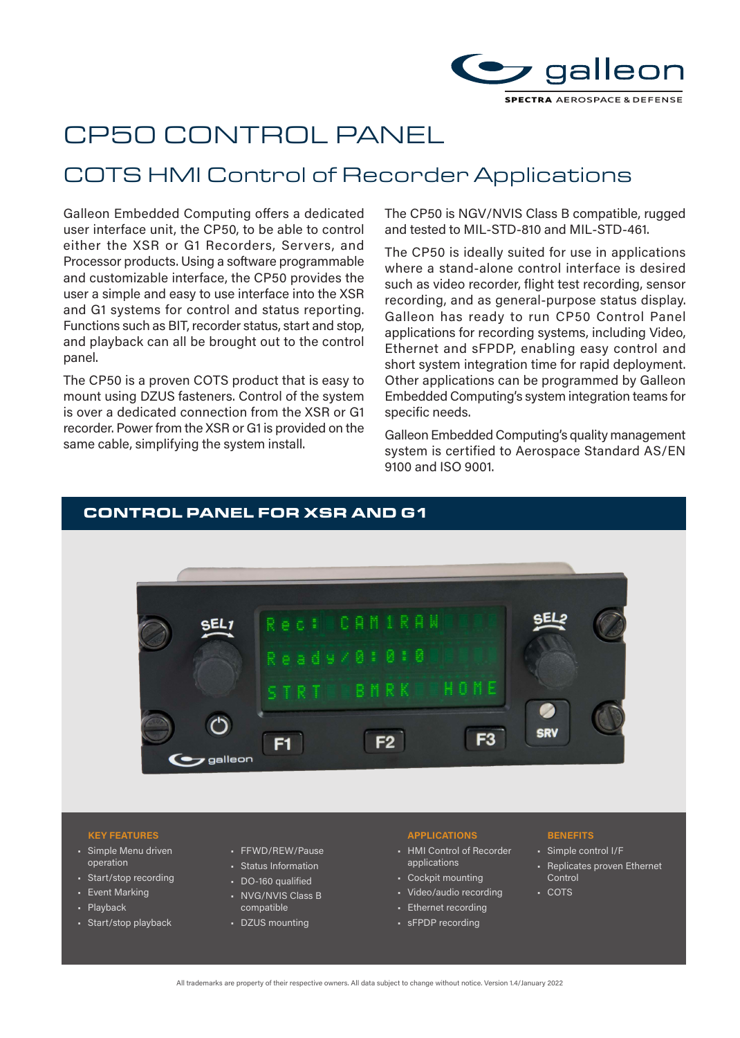# CP50 CONTROL PANEL

## COTS HMI Control of Recorder Applications

Galleon Embedded Computing offers a dedicated user interface unit, the CP50, to be able to control either the XSR or G1 Recorders, Servers, and Processor products. Using a software programmable and customizable interface, the CP50 provides the user a simple and easy to use interface into the XSR and G1 systems for control and status reporting. Functions such as BIT, recorder status, start and stop, and playback can all be brought out to the control panel.

The CP50 is a proven COTS product that is easy to mount using DZUS fasteners. Control of the system is over a dedicated connection from the XSR or G1 recorder. Power from the XSR or G1 is provided on the same cable, simplifying the system install.

The CP50 is NGV/NVIS Class B compatible, rugged and tested to MIL-STD-810 and MIL-STD-461.

The CP50 is ideally suited for use in applications where a stand-alone control interface is desired such as video recorder, flight test recording, sensor recording, and as general-purpose status display. Galleon has ready to run CP50 Control Panel applications for recording systems, including Video, Ethernet and sFPDP, enabling easy control and short system integration time for rapid deployment. Other applications can be programmed by Galleon Embedded Computing's system integration teams for specific needs.

Galleon Embedded Computing's quality management system is certified to Aerospace Standard AS/EN 9100 and ISO 9001.

## CONTROL PANEL FOR XSR AND G1

### KEY FEATURES

- Simple Menu driven operation
- Start/stop recording
- Event Marking
- Playback
- Start/stop playback
- FFWD/REW/Pause
- Status Information
- DO-160 qualified
- NVG/NVIS Class B compatible
- DZUS mounting

### APPLICATIONS

- HMI Control of Recorder applications
- Cockpit mounting
- Video/audio recording
- Ethernet recording
- sFPDP recording

### BENEFITS

- Simple control I/F
- Replicates proven Ethernet Control
- COTS

All trademarks are property of their respective owners. All data subject to change without notice. Version 1.4/January 2022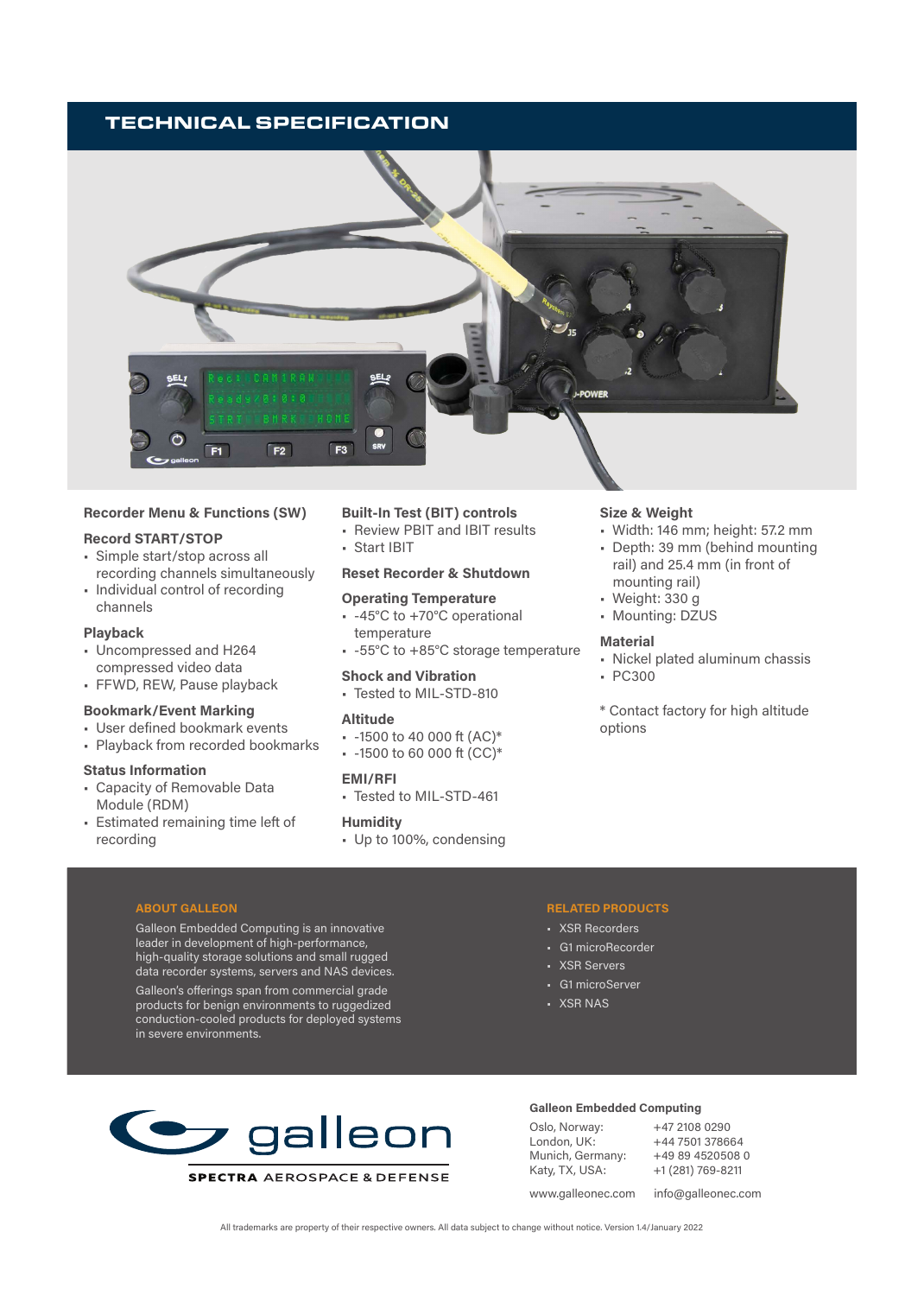## TECHNICAL SPECIFICATION

### Recorder Menu & Functions (SW)

**Record START/STOP**
- Simple start/stop across all recording channels simultaneously
- Individual control of recording

**Playback**
- Uncompressed and H264 compressed video data
- FFWD, REW, Pause playback

**Bookmark/Event Marking**
- User defined bookmark events
- Playback from recorded bookmarks

**Status Information**
- Capacity of Removable Data Module (RDM)
- Estimated remaining time left of recording

**Built-In Test (BIT) controls**
- Review PBIT and IBIT results
- Start IBIT

**Reset Recorder & Shutdown**

**Operating Temperature**
- -45°C to +70°C operational temperature
- -55°C to +85°C storage temperature

**Shock and Vibration**
- Tested to MIL-STD-810

**Altitude**
- -1500 to 40 000 ft (AC)*
- -1500 to 60 000 ft (CC)*

**EMI/RFI**
- Tested to MIL-STD-461

**Humidity**
- Up to 100%, condensing

**Size & Weight**
- Width: 146 mm; height: 57.2 mm
- Depth: 39 mm (behind mounting rail) and 25.4 mm (in front of mounting rail)
- Weight: 330 g
- Mounting: DZUS

**Material**
- Nickel plated aluminum chassis
- PC300

* Contact factory for high altitude options

### ABOUT GALLEON

Galleon Embedded Computing is an innovative leader in development of high-performance, high-quality storage solutions and small rugged data recorder systems, servers and NAS devices.

Galleon's offerings span from commercial grade products for benign environments to ruggedized conduction-cooled products for deployed systems in severe environments.

### RELATED PRODUCTS

- XSR Recorders
- G1 microRecorder
- XSR Servers
- G1 microServer
- XSR NAS

galleon

SPECTRA AEROSPACE & DEFENSE

**Galleon Embedded Computing**

| | |
|---|---|
| Oslo, Norway: | +47 2108 0290 |
| London, UK: | +44 7501 378664 |
| Munich, Germany: | +49 89 4520508 0 |
| Katy, TX, USA: | +1 (281) 769-8211 |

www.galleonec.com info@galleonec.com

All trademarks are property of their respective owners. All data subject to change without notice. Version 1.4/January 2022